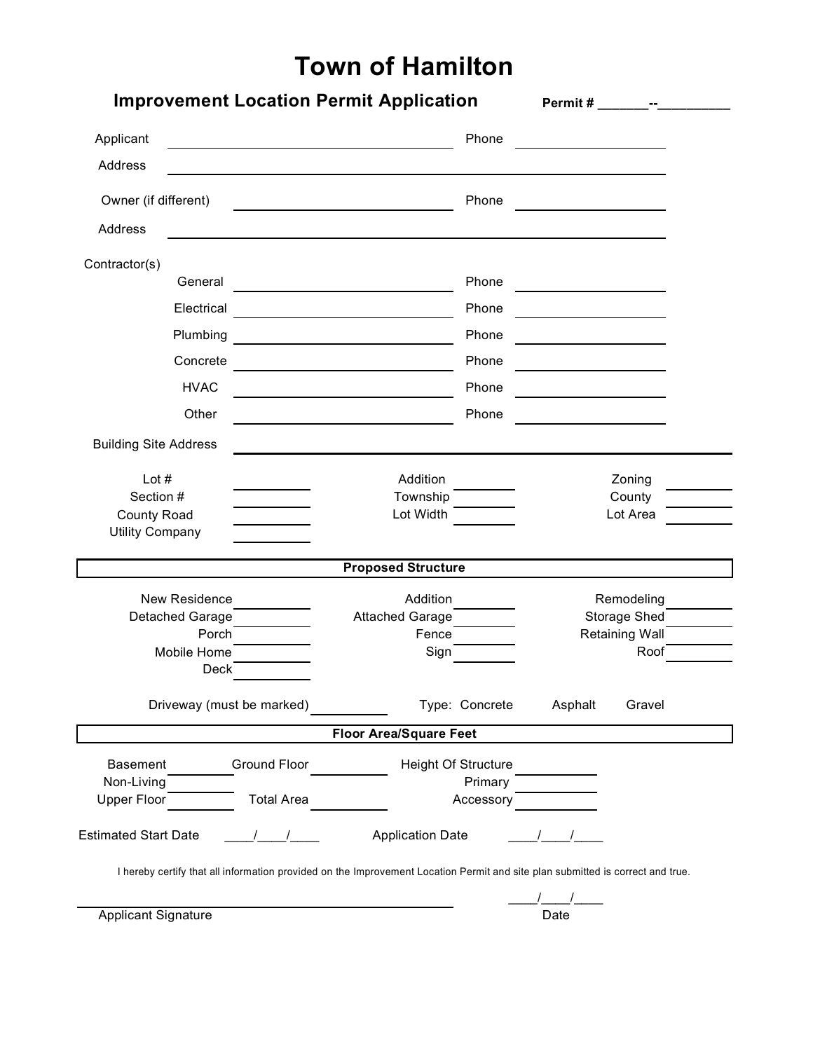# Town of Hamilton

## Improvement Location Permit Application

**Permit # _______--__________**

Applicant ______________________________ Phone ____________________

Address ______________________________________________________

Owner (if different) ______________________________ Phone ____________________

Address ______________________________________________________

Contractor(s)

| | | | |
|---|---|---|---|
| General | ______________________ | Phone | ____________________ |
| Electrical | ______________________ | Phone | ____________________ |
| Plumbing | ______________________ | Phone | ____________________ |
| Concrete | ______________________ | Phone | ____________________ |
| HVAC | ______________________ | Phone | ____________________ |
| Other | ______________________ | Phone | ____________________ |

Building Site Address ______________________________________________________

| | | | | | |
|---|---|---|---|---|---|
| Lot # | ________ | Addition | ________ | Zoning | ________ |
| Section # | ________ | Township | ________ | County | ________ |
| County Road | ________ | Lot Width | ________ | Lot Area | ________ |
| Utility Company | ________ | | | | |

### Proposed Structure

| | | | | | |
|---|---|---|---|---|---|
| New Residence | ________ | Addition | ________ | Remodeling | ________ |
| Detached Garage | ________ | Attached Garage | ________ | Storage Shed | ________ |
| Porch | ________ | Fence | ________ | Retaining Wall | ________ |
| Mobile Home | ________ | Sign | ________ | Roof | ________ |
| Deck | ________ | | | | |

Driveway (must be marked) ________ Type: Concrete Asphalt Gravel

### Floor Area/Square Feet

| | | | | | |
|---|---|---|---|---|---|
| Basement | ________ | Ground Floor | ________ | Height Of Structure | ________ |
| Non-Living | ________ | | | Primary | ________ |
| Upper Floor | ________ | Total Area | ________ | Accessory | ________ |

Estimated Start Date ____/____/____ Application Date ____/____/____

I hereby certify that all information provided on the Improvement Location Permit and site plan submitted is correct and true.

______________________________________ ____/____/____

Applicant Signature Date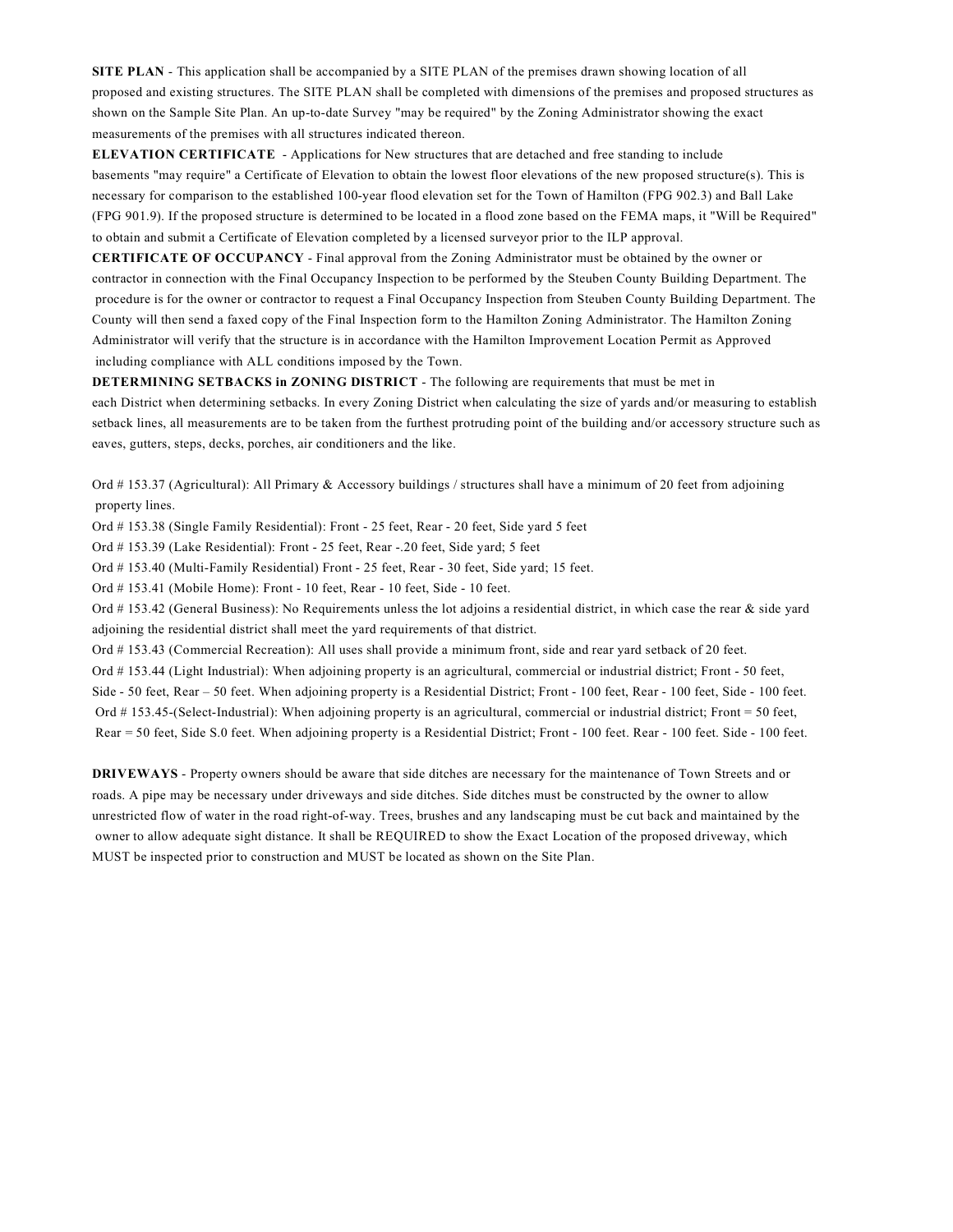**SITE PLAN** - This application shall be accompanied by a SITE PLAN of the premises drawn showing location of all proposed and existing structures. The SITE PLAN shall be completed with dimensions of the premises and proposed structures as shown on the Sample Site Plan. An up-to-date Survey "may be required" by the Zoning Administrator showing the exact measurements of the premises with all structures indicated thereon.

**ELEVATION CERTIFICATE** - Applications for New structures that are detached and free standing to include basements "may require" a Certificate of Elevation to obtain the lowest floor elevations of the new proposed structure(s). This is necessary for comparison to the established 100-year flood elevation set for the Town of Hamilton (FPG 902.3) and Ball Lake (FPG 901.9). If the proposed structure is determined to be located in a flood zone based on the FEMA maps, it "Will be Required" to obtain and submit a Certificate of Elevation completed by a licensed surveyor prior to the ILP approval.

**CERTIFICATE OF OCCUPANCY** - Final approval from the Zoning Administrator must be obtained by the owner or contractor in connection with the Final Occupancy Inspection to be performed by the Steuben County Building Department. The procedure is for the owner or contractor to request a Final Occupancy Inspection from Steuben County Building Department. The County will then send a faxed copy of the Final Inspection form to the Hamilton Zoning Administrator. The Hamilton Zoning Administrator will verify that the structure is in accordance with the Hamilton Improvement Location Permit as Approved including compliance with ALL conditions imposed by the Town.

**DETERMINING SETBACKS in ZONING DISTRICT** - The following are requirements that must be met in each District when determining setbacks. In every Zoning District when calculating the size of yards and/or measuring to establish setback lines, all measurements are to be taken from the furthest protruding point of the building and/or accessory structure such as eaves, gutters, steps, decks, porches, air conditioners and the like.

Ord # 153.37 (Agricultural): All Primary & Accessory buildings / structures shall have a minimum of 20 feet from adjoining property lines.

Ord # 153.38 (Single Family Residential): Front - 25 feet, Rear - 20 feet, Side yard 5 feet

Ord # 153.39 (Lake Residential): Front - 25 feet, Rear -.20 feet, Side yard; 5 feet

Ord # 153.40 (Multi-Family Residential) Front - 25 feet, Rear - 30 feet, Side yard; 15 feet.

Ord # 153.41 (Mobile Home): Front - 10 feet, Rear - 10 feet, Side - 10 feet.

Ord # 153.42 (General Business): No Requirements unless the lot adjoins a residential district, in which case the rear & side yard adjoining the residential district shall meet the yard requirements of that district.

Ord # 153.43 (Commercial Recreation): All uses shall provide a minimum front, side and rear yard setback of 20 feet.

Ord # 153.44 (Light Industrial): When adjoining property is an agricultural, commercial or industrial district; Front - 50 feet, Side - 50 feet, Rear – 50 feet. When adjoining property is a Residential District; Front - 100 feet, Rear - 100 feet, Side - 100 feet.

Ord # 153.45-(Select-Industrial): When adjoining property is an agricultural, commercial or industrial district; Front = 50 feet, Rear = 50 feet, Side S.0 feet. When adjoining property is a Residential District; Front - 100 feet. Rear - 100 feet. Side - 100 feet.

**DRIVEWAYS** - Property owners should be aware that side ditches are necessary for the maintenance of Town Streets and or roads. A pipe may be necessary under driveways and side ditches. Side ditches must be constructed by the owner to allow unrestricted flow of water in the road right-of-way. Trees, brushes and any landscaping must be cut back and maintained by the owner to allow adequate sight distance. It shall be REQUIRED to show the Exact Location of the proposed driveway, which MUST be inspected prior to construction and MUST be located as shown on the Site Plan.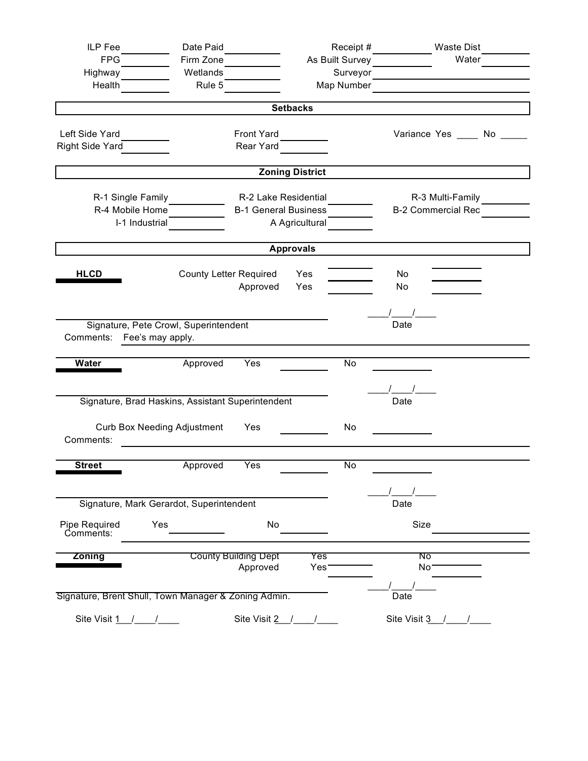ILP Fee ________ Date Paid ________ Receipt # ________ Waste Dist ________
FPG ________ Firm Zone ________ As Built Survey ________ Water ________
Highway ________ Wetlands ________ Surveyor ________
Health ________ Rule 5 ________ Map Number ________

## Setbacks

Left Side Yard ________ Front Yard ________ Variance Yes ____ No _____
Right Side Yard ________ Rear Yard ________

## Zoning District

R-1 Single Family ________ R-2 Lake Residential ________ R-3 Multi-Family ________
R-4 Mobile Home ________ B-1 General Business ________ B-2 Commercial Rec ________
I-1 Industrial ________ A Agricultural ________

## Approvals

**HLCD** County Letter Required Yes ________ No ________
Approved Yes ________ No ________

________________________________ ____/____/____
Signature, Pete Crowl, Superintendent Date
Comments: Fee's may apply.

**Water** Approved Yes ________ No ________

________________________________ ____/____/____
Signature, Brad Haskins, Assistant Superintendent Date

Curb Box Needing Adjustment Yes ________ No ________
Comments: ________________________________

**Street** Approved Yes ________ No ________

________________________________ ____/____/____
Signature, Mark Gerardot, Superintendent Date

Pipe Required Yes ________ No ________ Size ________
Comments: ________________________________

**Zoning** County Building Dept Yes No
Approved Yes ________ No ________

________________________________ ____/____/____
Signature, Brent Shull, Town Manager & Zoning Admin. Date

Site Visit 1__/____/____ Site Visit 2__/____/____ Site Visit 3__/____/____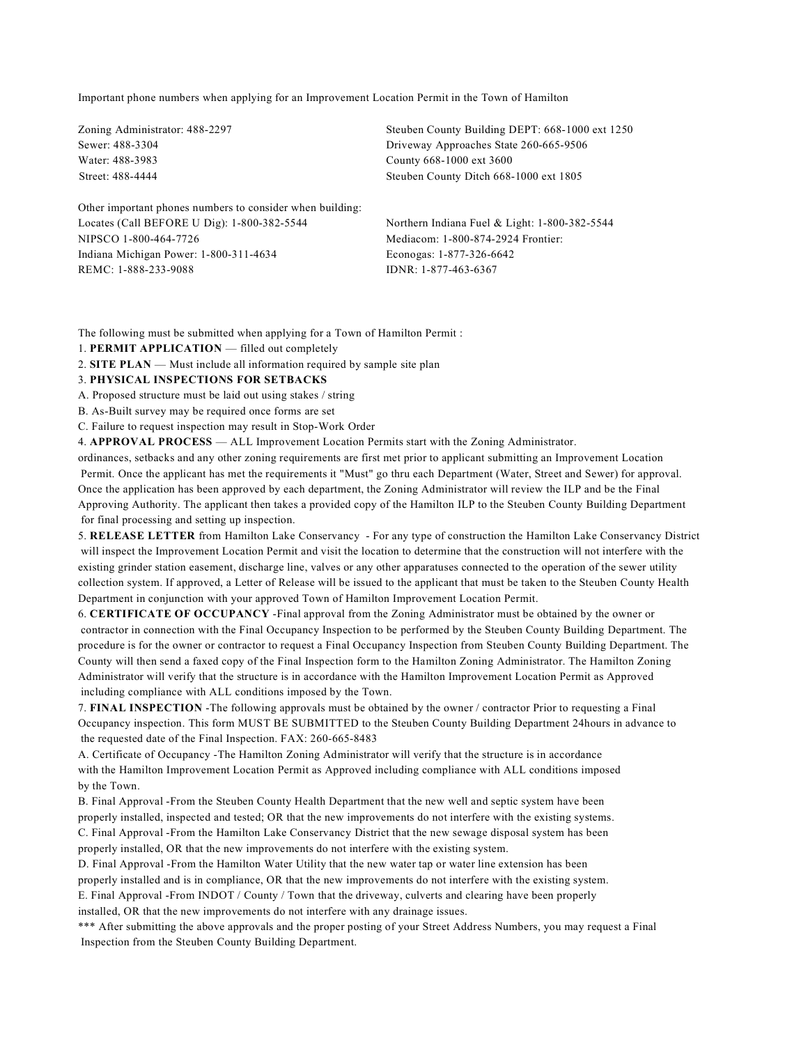Important phone numbers when applying for an Improvement Location Permit in the Town of Hamilton

Zoning Administrator: 488-2297
Sewer: 488-3304
Water: 488-3983
Street: 488-4444

Steuben County Building DEPT: 668-1000 ext 1250
Driveway Approaches State 260-665-9506
County 668-1000 ext 3600
Steuben County Ditch 668-1000 ext 1805

Other important phones numbers to consider when building:
Locates (Call BEFORE U Dig): 1-800-382-5544
NIPSCO 1-800-464-7726
Indiana Michigan Power: 1-800-311-4634
REMC: 1-888-233-9088

Northern Indiana Fuel & Light: 1-800-382-5544
Mediacom: 1-800-874-2924 Frontier:
Econogas: 1-877-326-6642
IDNR: 1-877-463-6367

The following must be submitted when applying for a Town of Hamilton Permit :

1. **PERMIT APPLICATION** — filled out completely
2. **SITE PLAN** — Must include all information required by sample site plan
3. **PHYSICAL INSPECTIONS FOR SETBACKS**

A. Proposed structure must be laid out using stakes / string
B. As-Built survey may be required once forms are set
C. Failure to request inspection may result in Stop-Work Order

4. **APPROVAL PROCESS** — ALL Improvement Location Permits start with the Zoning Administrator. ordinances, setbacks and any other zoning requirements are first met prior to applicant submitting an Improvement Location Permit. Once the applicant has met the requirements it "Must" go thru each Department (Water, Street and Sewer) for approval. Once the application has been approved by each department, the Zoning Administrator will review the ILP and be the Final Approving Authority. The applicant then takes a provided copy of the Hamilton ILP to the Steuben County Building Department for final processing and setting up inspection.
5. **RELEASE LETTER** from Hamilton Lake Conservancy - For any type of construction the Hamilton Lake Conservancy District will inspect the Improvement Location Permit and visit the location to determine that the construction will not interfere with the existing grinder station easement, discharge line, valves or any other apparatuses connected to the operation of the sewer utility collection system. If approved, a Letter of Release will be issued to the applicant that must be taken to the Steuben County Health Department in conjunction with your approved Town of Hamilton Improvement Location Permit.
6. **CERTIFICATE OF OCCUPANCY** -Final approval from the Zoning Administrator must be obtained by the owner or contractor in connection with the Final Occupancy Inspection to be performed by the Steuben County Building Department. The procedure is for the owner or contractor to request a Final Occupancy Inspection from Steuben County Building Department. The County will then send a faxed copy of the Final Inspection form to the Hamilton Zoning Administrator. The Hamilton Zoning Administrator will verify that the structure is in accordance with the Hamilton Improvement Location Permit as Approved including compliance with ALL conditions imposed by the Town.
7. **FINAL INSPECTION** -The following approvals must be obtained by the owner / contractor Prior to requesting a Final Occupancy inspection. This form MUST BE SUBMITTED to the Steuben County Building Department 24hours in advance to the requested date of the Final Inspection. FAX: 260-665-8483

A. Certificate of Occupancy -The Hamilton Zoning Administrator will verify that the structure is in accordance with the Hamilton Improvement Location Permit as Approved including compliance with ALL conditions imposed by the Town.
B. Final Approval -From the Steuben County Health Department that the new well and septic system have been properly installed, inspected and tested; OR that the new improvements do not interfere with the existing systems.
C. Final Approval -From the Hamilton Lake Conservancy District that the new sewage disposal system has been properly installed, OR that the new improvements do not interfere with the existing system.
D. Final Approval -From the Hamilton Water Utility that the new water tap or water line extension has been properly installed and is in compliance, OR that the new improvements do not interfere with the existing system.
E. Final Approval -From INDOT / County / Town that the driveway, culverts and clearing have been properly installed, OR that the new improvements do not interfere with any drainage issues.

*** After submitting the above approvals and the proper posting of your Street Address Numbers, you may request a Final Inspection from the Steuben County Building Department.